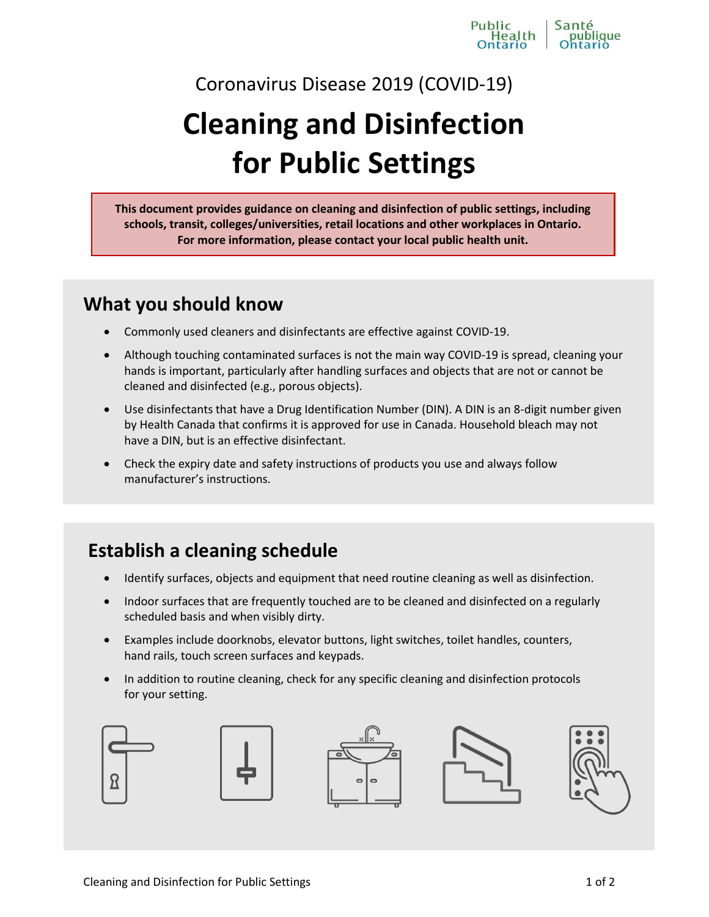Coronavirus Disease 2019 (COVID-19)

# Cleaning and Disinfection for Public Settings

**This document provides guidance on cleaning and disinfection of public settings, including schools, transit, colleges/universities, retail locations and other workplaces in Ontario. For more information, please contact your local public health unit.**

## What you should know

- Commonly used cleaners and disinfectants are effective against COVID-19.
- Although touching contaminated surfaces is not the main way COVID-19 is spread, cleaning your hands is important, particularly after handling surfaces and objects that are not or cannot be cleaned and disinfected (e.g., porous objects).
- Use disinfectants that have a Drug Identification Number (DIN). A DIN is an 8-digit number given by Health Canada that confirms it is approved for use in Canada. Household bleach may not have a DIN, but is an effective disinfectant.
- Check the expiry date and safety instructions of products you use and always follow manufacturer's instructions.

## Establish a cleaning schedule

- Identify surfaces, objects and equipment that need routine cleaning as well as disinfection.
- Indoor surfaces that are frequently touched are to be cleaned and disinfected on a regularly scheduled basis and when visibly dirty.
- Examples include doorknobs, elevator buttons, light switches, toilet handles, counters, hand rails, touch screen surfaces and keypads.
- In addition to routine cleaning, check for any specific cleaning and disinfection protocols for your setting.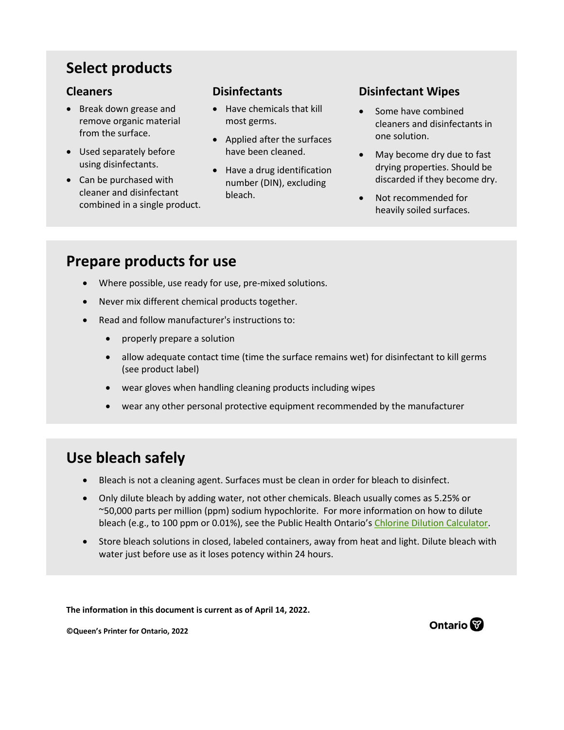## Select products

### Cleaners

- Break down grease and remove organic material from the surface.
- Used separately before using disinfectants.
- Can be purchased with cleaner and disinfectant combined in a single product.

### Disinfectants

- Have chemicals that kill most germs.
- Applied after the surfaces have been cleaned.
- Have a drug identification number (DIN), excluding bleach.

### Disinfectant Wipes

- Some have combined cleaners and disinfectants in one solution.
- May become dry due to fast drying properties. Should be discarded if they become dry.
- Not recommended for heavily soiled surfaces.

## Prepare products for use

- Where possible, use ready for use, pre-mixed solutions.
- Never mix different chemical products together.
- Read and follow manufacturer's instructions to:
  - properly prepare a solution
  - allow adequate contact time (time the surface remains wet) for disinfectant to kill germs (see product label)
  - wear gloves when handling cleaning products including wipes
  - wear any other personal protective equipment recommended by the manufacturer

## Use bleach safely

- Bleach is not a cleaning agent. Surfaces must be clean in order for bleach to disinfect.
- Only dilute bleach by adding water, not other chemicals. Bleach usually comes as 5.25% or ~50,000 parts per million (ppm) sodium hypochlorite. For more information on how to dilute bleach (e.g., to 100 ppm or 0.01%), see the Public Health Ontario's Chlorine Dilution Calculator.
- Store bleach solutions in closed, labeled containers, away from heat and light. Dilute bleach with water just before use as it loses potency within 24 hours.

**The information in this document is current as of April 14, 2022.**

**©Queen's Printer for Ontario, 2022**

Ontario